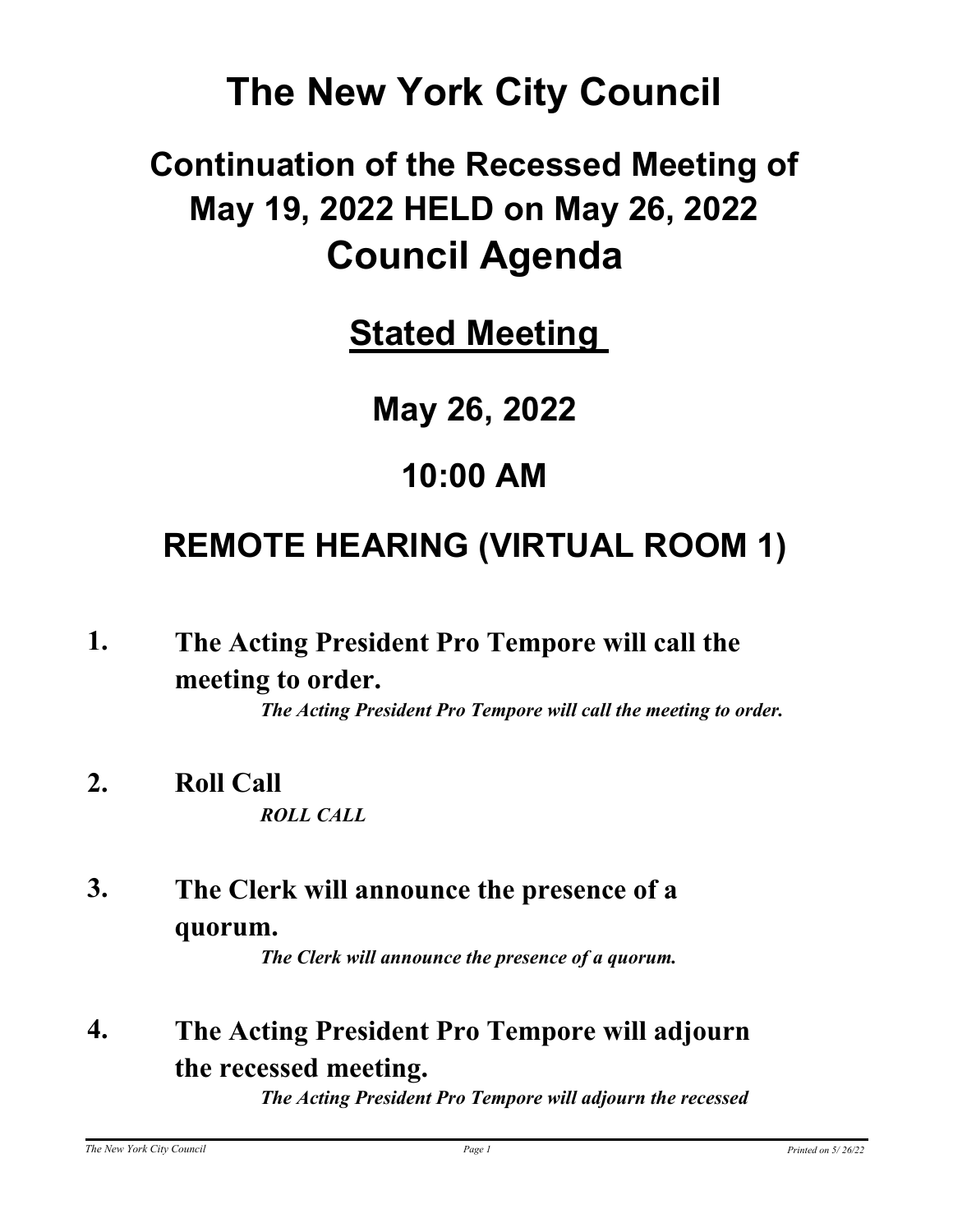# The New York City Council

## Continuation of the Recessed Meeting of May 19, 2022 HELD on May 26, 2022

# Council Agenda

## Stated Meeting

## May 26, 2022

## 10:00 AM

## REMOTE HEARING (VIRTUAL ROOM 1)

**1. The Acting President Pro Tempore will call the meeting to order.**

*The Acting President Pro Tempore will call the meeting to order.*

**2. Roll Call**

*ROLL CALL*

**3. The Clerk will announce the presence of a quorum.**

*The Clerk will announce the presence of a quorum.*

**4. The Acting President Pro Tempore will adjourn the recessed meeting.**

*The Acting President Pro Tempore will adjourn the recessed*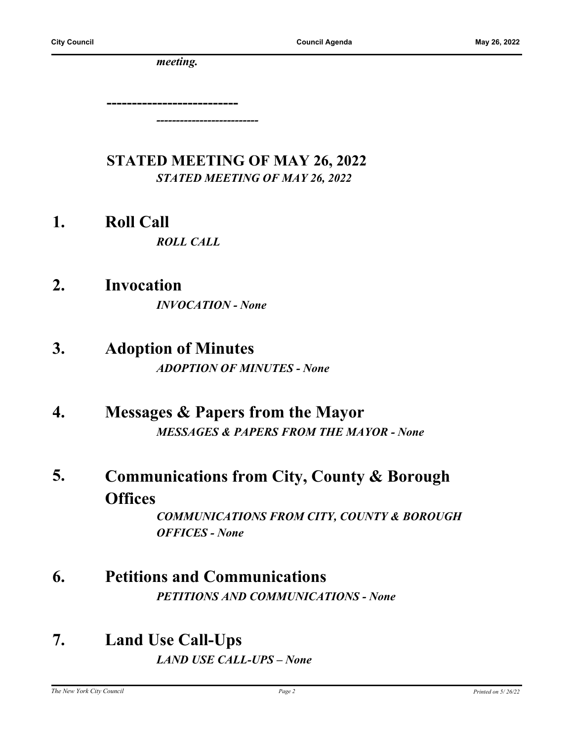*meeting.*

**--------------------------**

*--------------------------*

## STATED MEETING OF MAY 26, 2022

***STATED MEETING OF MAY 26, 2022***

## 1. Roll Call

***ROLL CALL***

## 2. Invocation

***INVOCATION - None***

## 3. Adoption of Minutes

***ADOPTION OF MINUTES - None***

## 4. Messages & Papers from the Mayor

***MESSAGES & PAPERS FROM THE MAYOR - None***

## 5. Communications from City, County & Borough Offices

***COMMUNICATIONS FROM CITY, COUNTY & BOROUGH OFFICES - None***

## 6. Petitions and Communications

***PETITIONS AND COMMUNICATIONS - None***

## 7. Land Use Call-Ups

***LAND USE CALL-UPS – None***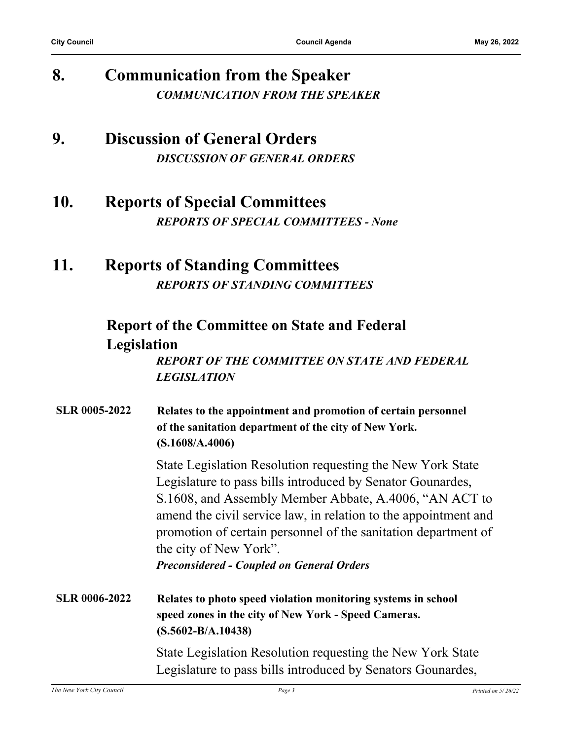## 8. Communication from the Speaker

***COMMUNICATION FROM THE SPEAKER***

## 9. Discussion of General Orders

***DISCUSSION OF GENERAL ORDERS***

## 10. Reports of Special Committees

***REPORTS OF SPECIAL COMMITTEES - None***

## 11. Reports of Standing Committees

***REPORTS OF STANDING COMMITTEES***

### Report of the Committee on State and Federal Legislation

***REPORT OF THE COMMITTEE ON STATE AND FEDERAL LEGISLATION***

**SLR 0005-2022** **Relates to the appointment and promotion of certain personnel of the sanitation department of the city of New York. (S.1608/A.4006)**

State Legislation Resolution requesting the New York State Legislature to pass bills introduced by Senator Gounardes, S.1608, and Assembly Member Abbate, A.4006, "AN ACT to amend the civil service law, in relation to the appointment and promotion of certain personnel of the sanitation department of the city of New York".

***Preconsidered - Coupled on General Orders***

**SLR 0006-2022** **Relates to photo speed violation monitoring systems in school speed zones in the city of New York - Speed Cameras. (S.5602-B/A.10438)**

State Legislation Resolution requesting the New York State Legislature to pass bills introduced by Senators Gounardes,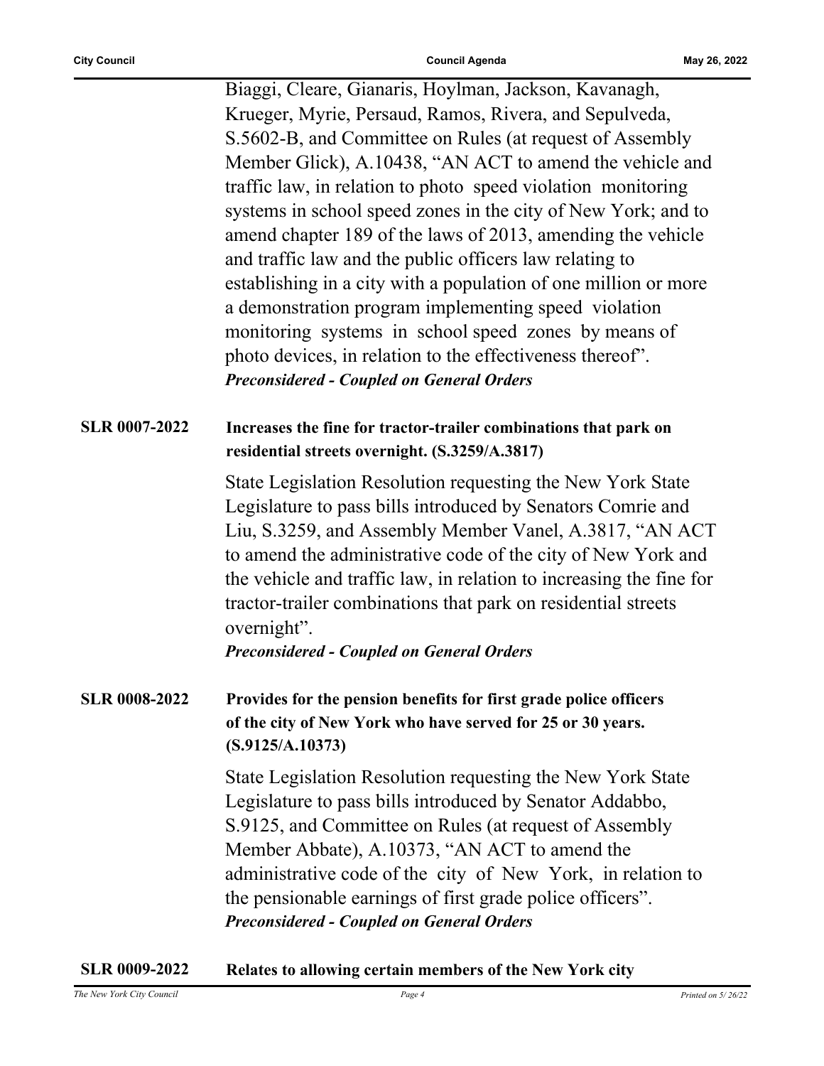Biaggi, Cleare, Gianaris, Hoylman, Jackson, Kavanagh, Krueger, Myrie, Persaud, Ramos, Rivera, and Sepulveda, S.5602-B, and Committee on Rules (at request of Assembly Member Glick), A.10438, "AN ACT to amend the vehicle and traffic law, in relation to photo speed violation monitoring systems in school speed zones in the city of New York; and to amend chapter 189 of the laws of 2013, amending the vehicle and traffic law and the public officers law relating to establishing in a city with a population of one million or more a demonstration program implementing speed violation monitoring systems in school speed zones by means of photo devices, in relation to the effectiveness thereof".

***Preconsidered - Coupled on General Orders***

**SLR 0007-2022** **Increases the fine for tractor-trailer combinations that park on residential streets overnight. (S.3259/A.3817)**

State Legislation Resolution requesting the New York State Legislature to pass bills introduced by Senators Comrie and Liu, S.3259, and Assembly Member Vanel, A.3817, "AN ACT to amend the administrative code of the city of New York and the vehicle and traffic law, in relation to increasing the fine for tractor-trailer combinations that park on residential streets overnight".

***Preconsidered - Coupled on General Orders***

**SLR 0008-2022** **Provides for the pension benefits for first grade police officers of the city of New York who have served for 25 or 30 years. (S.9125/A.10373)**

State Legislation Resolution requesting the New York State Legislature to pass bills introduced by Senator Addabbo, S.9125, and Committee on Rules (at request of Assembly Member Abbate), A.10373, "AN ACT to amend the administrative code of the city of New York, in relation to the pensionable earnings of first grade police officers".

***Preconsidered - Coupled on General Orders***

**SLR 0009-2022** **Relates to allowing certain members of the New York city**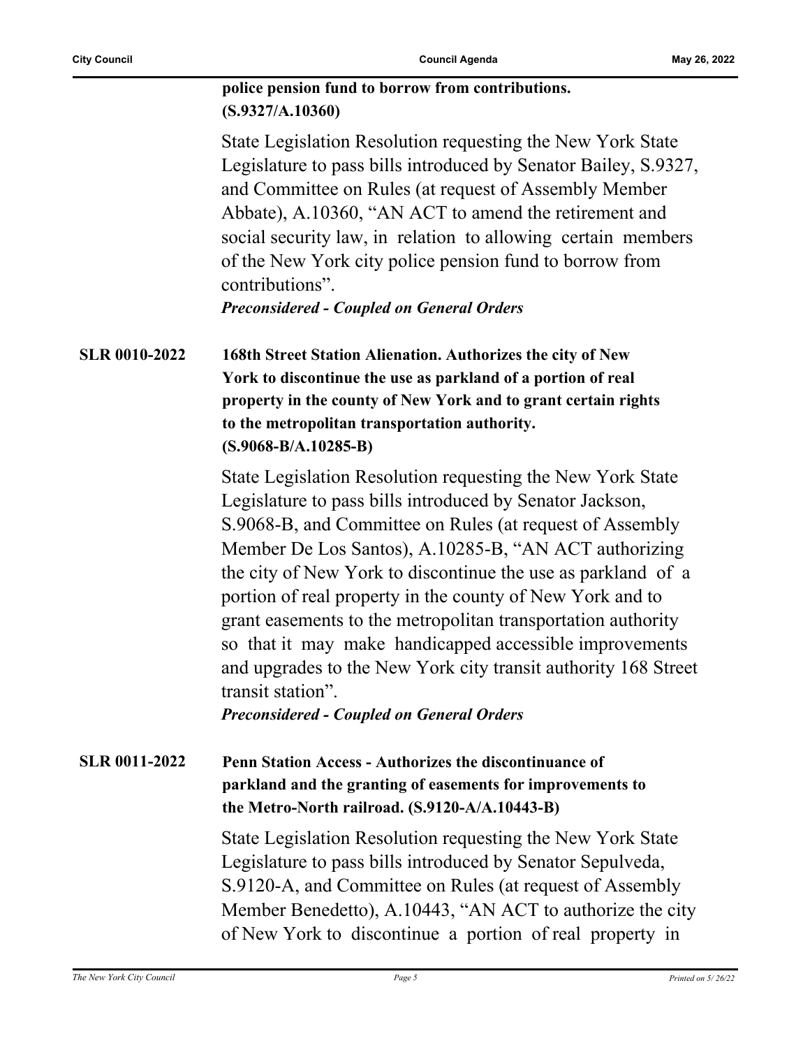**police pension fund to borrow from contributions. (S.9327/A.10360)**

State Legislation Resolution requesting the New York State Legislature to pass bills introduced by Senator Bailey, S.9327, and Committee on Rules (at request of Assembly Member Abbate), A.10360, "AN ACT to amend the retirement and social security law, in relation to allowing certain members of the New York city police pension fund to borrow from contributions".

***Preconsidered - Coupled on General Orders***

**SLR 0010-2022** **168th Street Station Alienation. Authorizes the city of New York to discontinue the use as parkland of a portion of real property in the county of New York and to grant certain rights to the metropolitan transportation authority. (S.9068-B/A.10285-B)**

State Legislation Resolution requesting the New York State Legislature to pass bills introduced by Senator Jackson, S.9068-B, and Committee on Rules (at request of Assembly Member De Los Santos), A.10285-B, "AN ACT authorizing the city of New York to discontinue the use as parkland of a portion of real property in the county of New York and to grant easements to the metropolitan transportation authority so that it may make handicapped accessible improvements and upgrades to the New York city transit authority 168 Street transit station".

***Preconsidered - Coupled on General Orders***

**SLR 0011-2022** **Penn Station Access - Authorizes the discontinuance of parkland and the granting of easements for improvements to the Metro-North railroad. (S.9120-A/A.10443-B)**

State Legislation Resolution requesting the New York State Legislature to pass bills introduced by Senator Sepulveda, S.9120-A, and Committee on Rules (at request of Assembly Member Benedetto), A.10443, "AN ACT to authorize the city of New York to discontinue a portion of real property in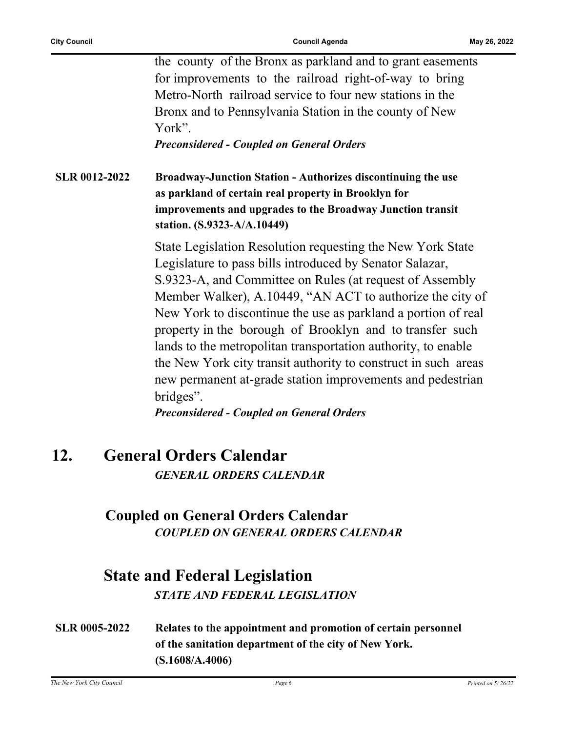the county of the Bronx as parkland and to grant easements for improvements to the railroad right-of-way to bring Metro-North railroad service to four new stations in the Bronx and to Pennsylvania Station in the county of New York".

***Preconsidered - Coupled on General Orders***

**SLR 0012-2022** **Broadway-Junction Station - Authorizes discontinuing the use as parkland of certain real property in Brooklyn for improvements and upgrades to the Broadway Junction transit station. (S.9323-A/A.10449)**

State Legislation Resolution requesting the New York State Legislature to pass bills introduced by Senator Salazar, S.9323-A, and Committee on Rules (at request of Assembly Member Walker), A.10449, "AN ACT to authorize the city of New York to discontinue the use as parkland a portion of real property in the borough of Brooklyn and to transfer such lands to the metropolitan transportation authority, to enable the New York city transit authority to construct in such areas new permanent at-grade station improvements and pedestrian bridges".

***Preconsidered - Coupled on General Orders***

# 12. General Orders Calendar

***GENERAL ORDERS CALENDAR***

## Coupled on General Orders Calendar

***COUPLED ON GENERAL ORDERS CALENDAR***

## State and Federal Legislation

***STATE AND FEDERAL LEGISLATION***

**SLR 0005-2022** **Relates to the appointment and promotion of certain personnel of the sanitation department of the city of New York. (S.1608/A.4006)**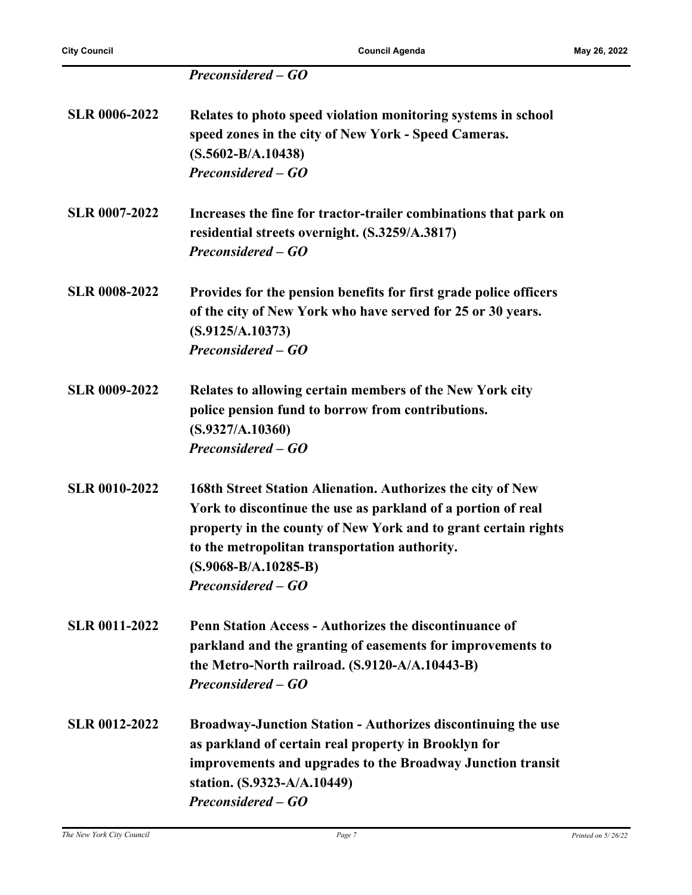*Preconsidered – GO*

**SLR 0006-2022** **Relates to photo speed violation monitoring systems in school speed zones in the city of New York - Speed Cameras. (S.5602-B/A.10438)**
*Preconsidered – GO*

**SLR 0007-2022** **Increases the fine for tractor-trailer combinations that park on residential streets overnight. (S.3259/A.3817)**
*Preconsidered – GO*

**SLR 0008-2022** **Provides for the pension benefits for first grade police officers of the city of New York who have served for 25 or 30 years. (S.9125/A.10373)**
*Preconsidered – GO*

**SLR 0009-2022** **Relates to allowing certain members of the New York city police pension fund to borrow from contributions. (S.9327/A.10360)**
*Preconsidered – GO*

**SLR 0010-2022** **168th Street Station Alienation. Authorizes the city of New York to discontinue the use as parkland of a portion of real property in the county of New York and to grant certain rights to the metropolitan transportation authority. (S.9068-B/A.10285-B)**
*Preconsidered – GO*

**SLR 0011-2022** **Penn Station Access - Authorizes the discontinuance of parkland and the granting of easements for improvements to the Metro-North railroad. (S.9120-A/A.10443-B)**
*Preconsidered – GO*

**SLR 0012-2022** **Broadway-Junction Station - Authorizes discontinuing the use as parkland of certain real property in Brooklyn for improvements and upgrades to the Broadway Junction transit station. (S.9323-A/A.10449)**
*Preconsidered – GO*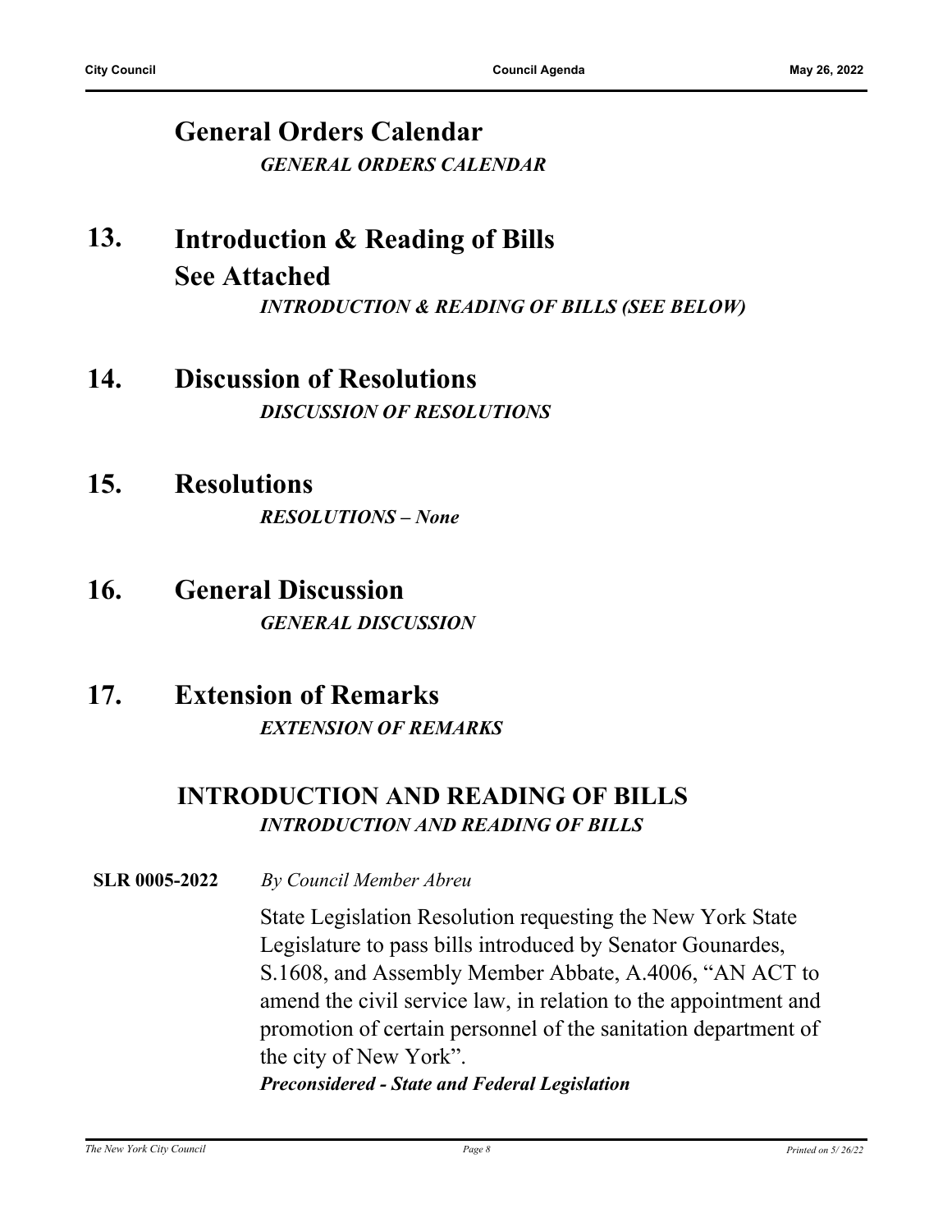## General Orders Calendar

***GENERAL ORDERS CALENDAR***

## 13. Introduction & Reading of Bills See Attached

***INTRODUCTION & READING OF BILLS (SEE BELOW)***

## 14. Discussion of Resolutions

***DISCUSSION OF RESOLUTIONS***

## 15. Resolutions

***RESOLUTIONS – None***

## 16. General Discussion

***GENERAL DISCUSSION***

## 17. Extension of Remarks

***EXTENSION OF REMARKS***

## INTRODUCTION AND READING OF BILLS

***INTRODUCTION AND READING OF BILLS***

**SLR 0005-2022** *By Council Member Abreu*

State Legislation Resolution requesting the New York State Legislature to pass bills introduced by Senator Gounardes, S.1608, and Assembly Member Abbate, A.4006, "AN ACT to amend the civil service law, in relation to the appointment and promotion of certain personnel of the sanitation department of the city of New York".

***Preconsidered - State and Federal Legislation***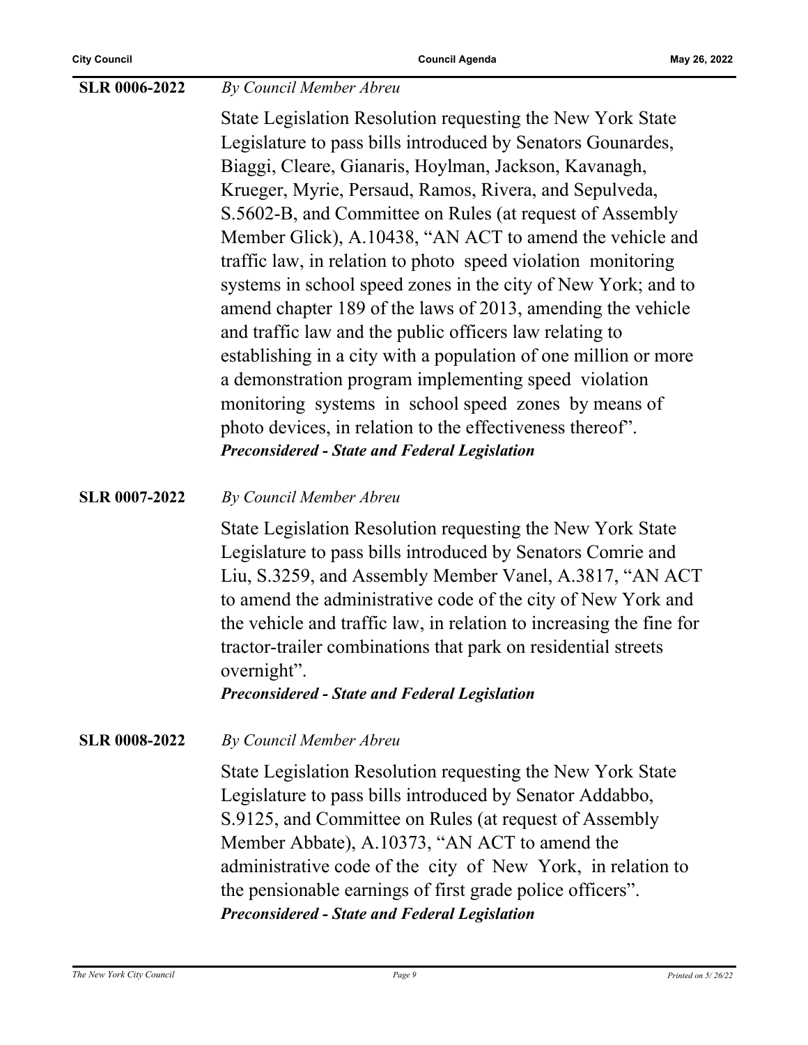**SLR 0006-2022** *By Council Member Abreu*

State Legislation Resolution requesting the New York State Legislature to pass bills introduced by Senators Gounardes, Biaggi, Cleare, Gianaris, Hoylman, Jackson, Kavanagh, Krueger, Myrie, Persaud, Ramos, Rivera, and Sepulveda, S.5602-B, and Committee on Rules (at request of Assembly Member Glick), A.10438, "AN ACT to amend the vehicle and traffic law, in relation to photo speed violation monitoring systems in school speed zones in the city of New York; and to amend chapter 189 of the laws of 2013, amending the vehicle and traffic law and the public officers law relating to establishing in a city with a population of one million or more a demonstration program implementing speed violation monitoring systems in school speed zones by means of photo devices, in relation to the effectiveness thereof".

***Preconsidered - State and Federal Legislation***

**SLR 0007-2022** *By Council Member Abreu*

State Legislation Resolution requesting the New York State Legislature to pass bills introduced by Senators Comrie and Liu, S.3259, and Assembly Member Vanel, A.3817, "AN ACT to amend the administrative code of the city of New York and the vehicle and traffic law, in relation to increasing the fine for tractor-trailer combinations that park on residential streets overnight".

***Preconsidered - State and Federal Legislation***

**SLR 0008-2022** *By Council Member Abreu*

State Legislation Resolution requesting the New York State Legislature to pass bills introduced by Senator Addabbo, S.9125, and Committee on Rules (at request of Assembly Member Abbate), A.10373, "AN ACT to amend the administrative code of the city of New York, in relation to the pensionable earnings of first grade police officers".

***Preconsidered - State and Federal Legislation***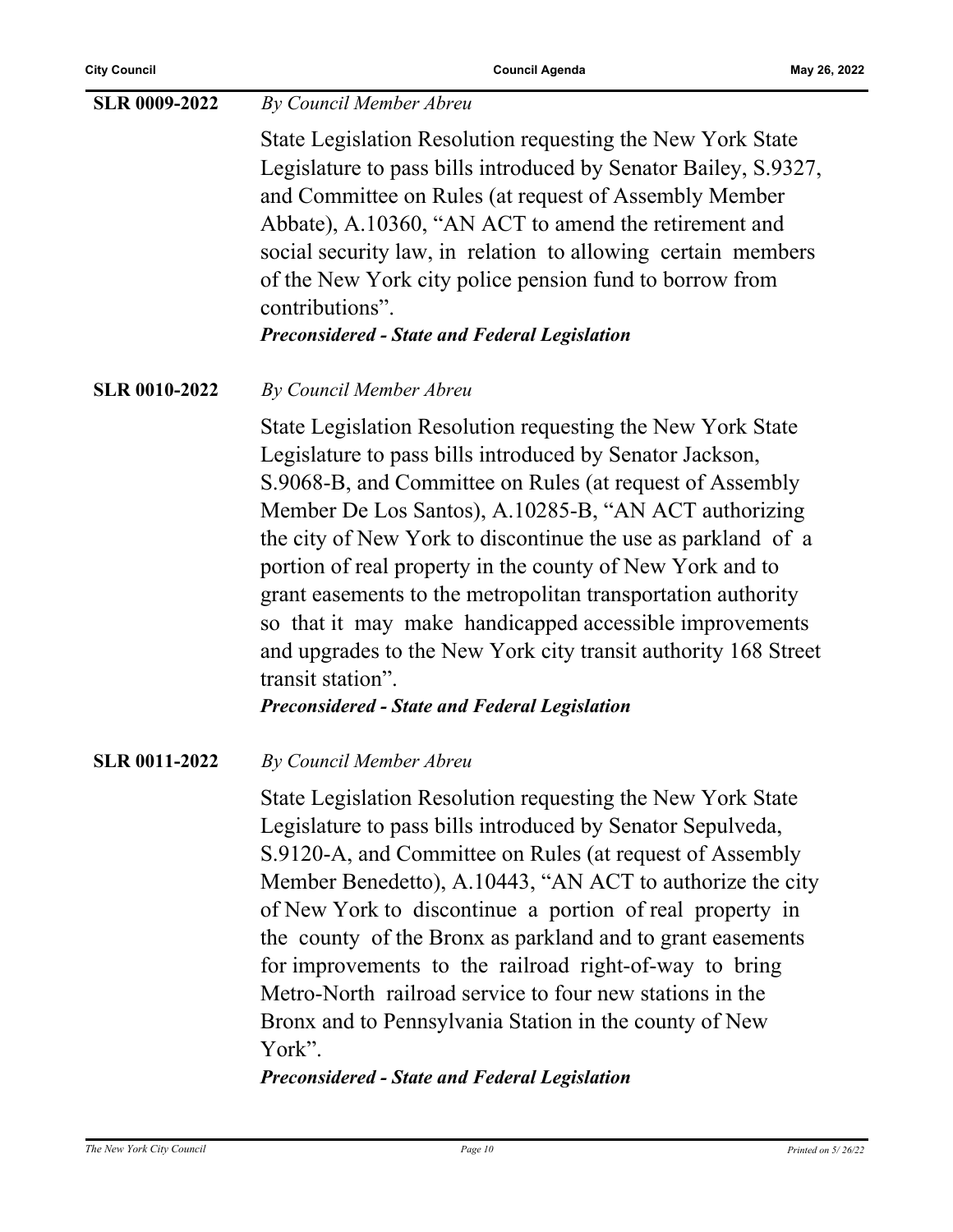**SLR 0009-2022** *By Council Member Abreu*

State Legislation Resolution requesting the New York State Legislature to pass bills introduced by Senator Bailey, S.9327, and Committee on Rules (at request of Assembly Member Abbate), A.10360, "AN ACT to amend the retirement and social security law, in relation to allowing certain members of the New York city police pension fund to borrow from contributions".

***Preconsidered - State and Federal Legislation***

**SLR 0010-2022** *By Council Member Abreu*

State Legislation Resolution requesting the New York State Legislature to pass bills introduced by Senator Jackson, S.9068-B, and Committee on Rules (at request of Assembly Member De Los Santos), A.10285-B, "AN ACT authorizing the city of New York to discontinue the use as parkland of a portion of real property in the county of New York and to grant easements to the metropolitan transportation authority so that it may make handicapped accessible improvements and upgrades to the New York city transit authority 168 Street transit station".

***Preconsidered - State and Federal Legislation***

**SLR 0011-2022** *By Council Member Abreu*

State Legislation Resolution requesting the New York State Legislature to pass bills introduced by Senator Sepulveda, S.9120-A, and Committee on Rules (at request of Assembly Member Benedetto), A.10443, "AN ACT to authorize the city of New York to discontinue a portion of real property in the county of the Bronx as parkland and to grant easements for improvements to the railroad right-of-way to bring Metro-North railroad service to four new stations in the Bronx and to Pennsylvania Station in the county of New York".

***Preconsidered - State and Federal Legislation***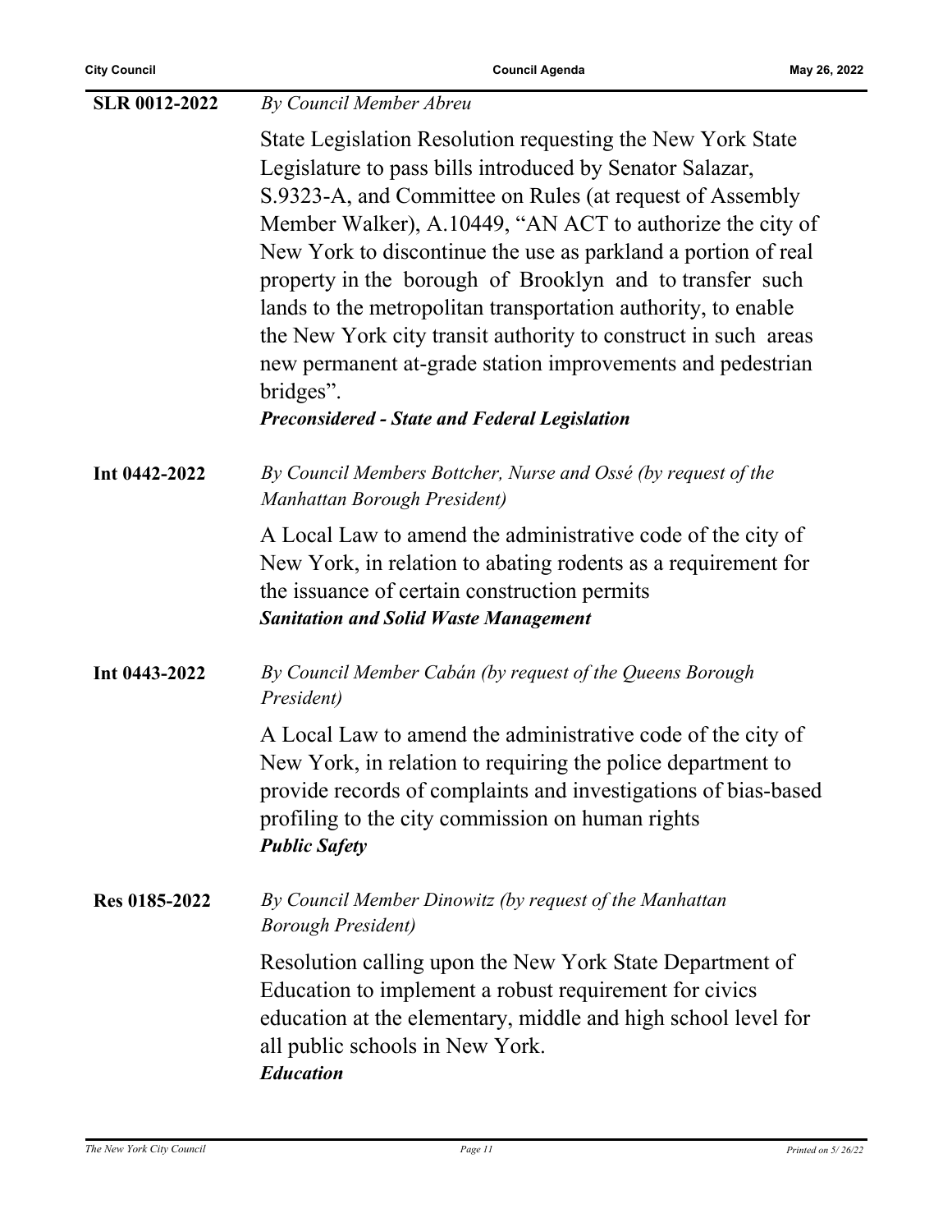**SLR 0012-2022** *By Council Member Abreu*

State Legislation Resolution requesting the New York State Legislature to pass bills introduced by Senator Salazar, S.9323-A, and Committee on Rules (at request of Assembly Member Walker), A.10449, "AN ACT to authorize the city of New York to discontinue the use as parkland a portion of real property in the borough of Brooklyn and to transfer such lands to the metropolitan transportation authority, to enable the New York city transit authority to construct in such areas new permanent at-grade station improvements and pedestrian bridges".

***Preconsidered - State and Federal Legislation***

**Int 0442-2022** *By Council Members Bottcher, Nurse and Ossé (by request of the Manhattan Borough President)*

A Local Law to amend the administrative code of the city of New York, in relation to abating rodents as a requirement for the issuance of certain construction permits

***Sanitation and Solid Waste Management***

**Int 0443-2022** *By Council Member Cabán (by request of the Queens Borough President)*

A Local Law to amend the administrative code of the city of New York, in relation to requiring the police department to provide records of complaints and investigations of bias-based profiling to the city commission on human rights

***Public Safety***

**Res 0185-2022** *By Council Member Dinowitz (by request of the Manhattan Borough President)*

Resolution calling upon the New York State Department of Education to implement a robust requirement for civics education at the elementary, middle and high school level for all public schools in New York.

***Education***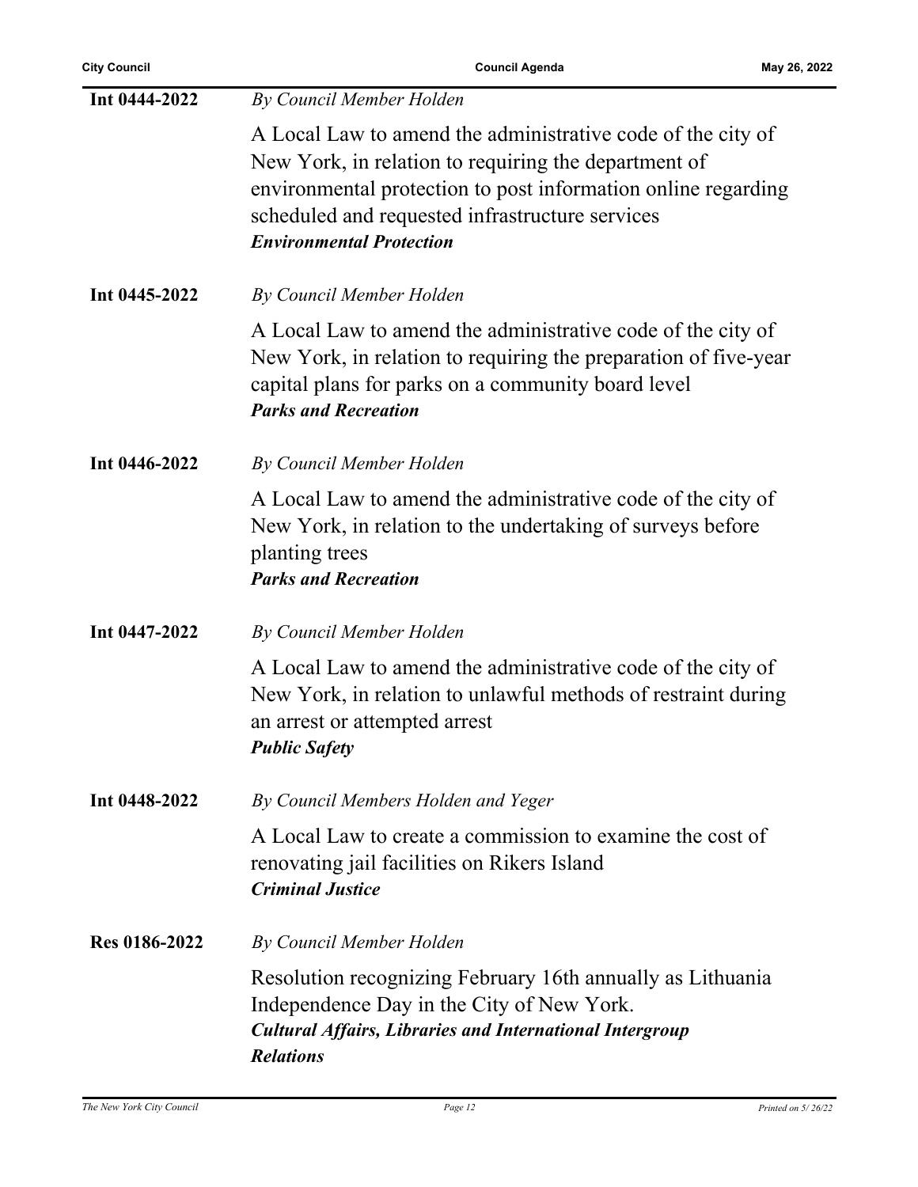**Int 0444-2022** *By Council Member Holden*

A Local Law to amend the administrative code of the city of New York, in relation to requiring the department of environmental protection to post information online regarding scheduled and requested infrastructure services

***Environmental Protection***

**Int 0445-2022** *By Council Member Holden*

A Local Law to amend the administrative code of the city of New York, in relation to requiring the preparation of five-year capital plans for parks on a community board level

***Parks and Recreation***

**Int 0446-2022** *By Council Member Holden*

A Local Law to amend the administrative code of the city of New York, in relation to the undertaking of surveys before planting trees

***Parks and Recreation***

**Int 0447-2022** *By Council Member Holden*

A Local Law to amend the administrative code of the city of New York, in relation to unlawful methods of restraint during an arrest or attempted arrest

***Public Safety***

**Int 0448-2022** *By Council Members Holden and Yeger*

A Local Law to create a commission to examine the cost of renovating jail facilities on Rikers Island

***Criminal Justice***

**Res 0186-2022** *By Council Member Holden*

Resolution recognizing February 16th annually as Lithuania Independence Day in the City of New York.

***Cultural Affairs, Libraries and International Intergroup Relations***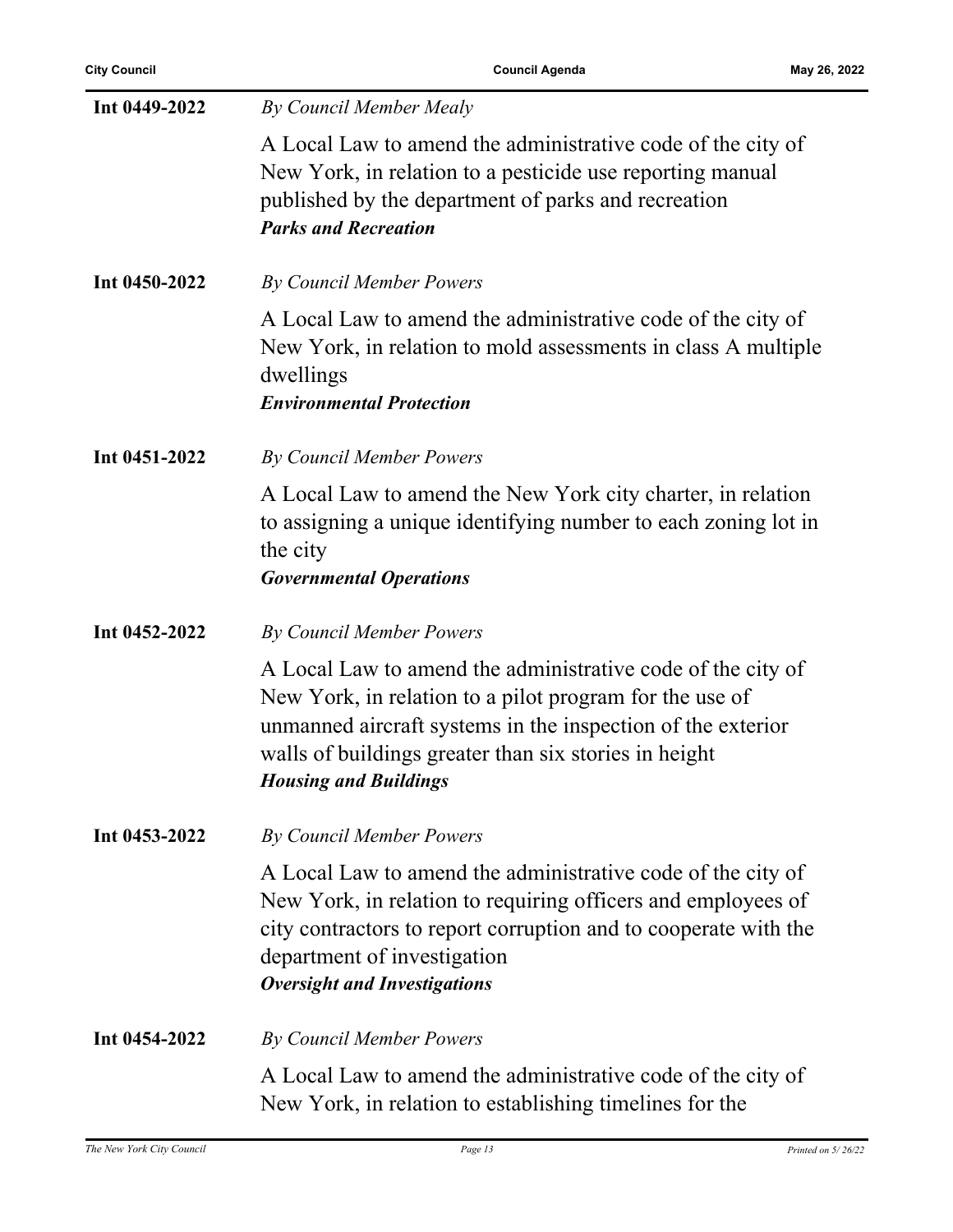**Int 0449-2022** *By Council Member Mealy*

A Local Law to amend the administrative code of the city of New York, in relation to a pesticide use reporting manual published by the department of parks and recreation
***Parks and Recreation***

**Int 0450-2022** *By Council Member Powers*

A Local Law to amend the administrative code of the city of New York, in relation to mold assessments in class A multiple dwellings
***Environmental Protection***

**Int 0451-2022** *By Council Member Powers*

A Local Law to amend the New York city charter, in relation to assigning a unique identifying number to each zoning lot in the city
***Governmental Operations***

**Int 0452-2022** *By Council Member Powers*

A Local Law to amend the administrative code of the city of New York, in relation to a pilot program for the use of unmanned aircraft systems in the inspection of the exterior walls of buildings greater than six stories in height
***Housing and Buildings***

**Int 0453-2022** *By Council Member Powers*

A Local Law to amend the administrative code of the city of New York, in relation to requiring officers and employees of city contractors to report corruption and to cooperate with the department of investigation
***Oversight and Investigations***

**Int 0454-2022** *By Council Member Powers*

A Local Law to amend the administrative code of the city of New York, in relation to establishing timelines for the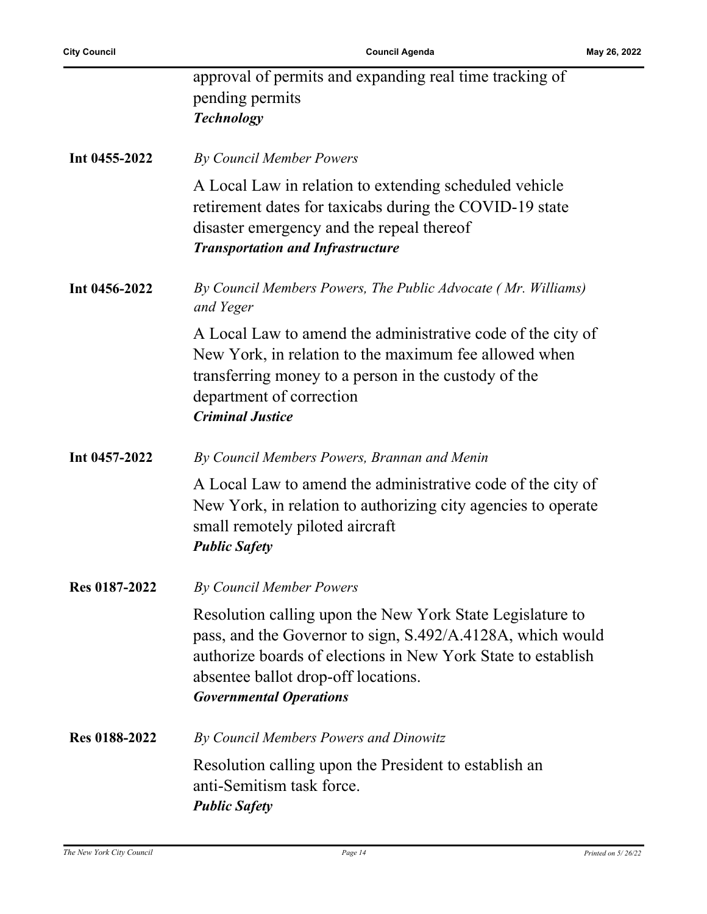approval of permits and expanding real time tracking of pending permits
***Technology***

**Int 0455-2022** *By Council Member Powers*

A Local Law in relation to extending scheduled vehicle retirement dates for taxicabs during the COVID-19 state disaster emergency and the repeal thereof
***Transportation and Infrastructure***

**Int 0456-2022** *By Council Members Powers, The Public Advocate ( Mr. Williams) and Yeger*

A Local Law to amend the administrative code of the city of New York, in relation to the maximum fee allowed when transferring money to a person in the custody of the department of correction
***Criminal Justice***

**Int 0457-2022** *By Council Members Powers, Brannan and Menin*

A Local Law to amend the administrative code of the city of New York, in relation to authorizing city agencies to operate small remotely piloted aircraft
***Public Safety***

**Res 0187-2022** *By Council Member Powers*

Resolution calling upon the New York State Legislature to pass, and the Governor to sign, S.492/A.4128A, which would authorize boards of elections in New York State to establish absentee ballot drop-off locations.
***Governmental Operations***

**Res 0188-2022** *By Council Members Powers and Dinowitz*

Resolution calling upon the President to establish an anti-Semitism task force.
***Public Safety***